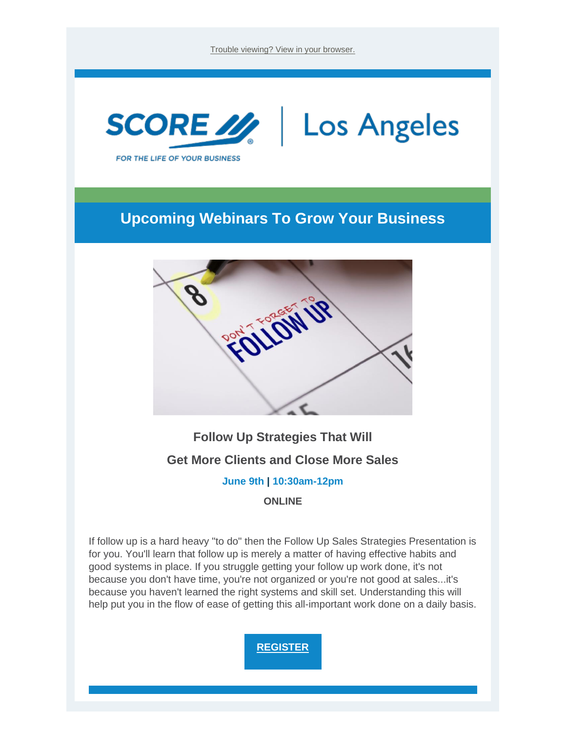Trouble viewing? View in your browser.

SCORE | Los Angeles

FOR THE LIFE OF YOUR BUSINESS

## Upcoming Webinars To Grow Your Business

### Follow Up Strategies That Will

### Get More Clients and Close More Sales

**June 9th | 10:30am-12pm**

**ONLINE**

If follow up is a hard heavy "to do" then the Follow Up Sales Strategies Presentation is for you. You'll learn that follow up is merely a matter of having effective habits and good systems in place. If you struggle getting your follow up work done, it's not because you don't have time, you're not organized or you're not good at sales...it's because you haven't learned the right systems and skill set. Understanding this will help put you in the flow of ease of getting this all-important work done on a daily basis.

**REGISTER**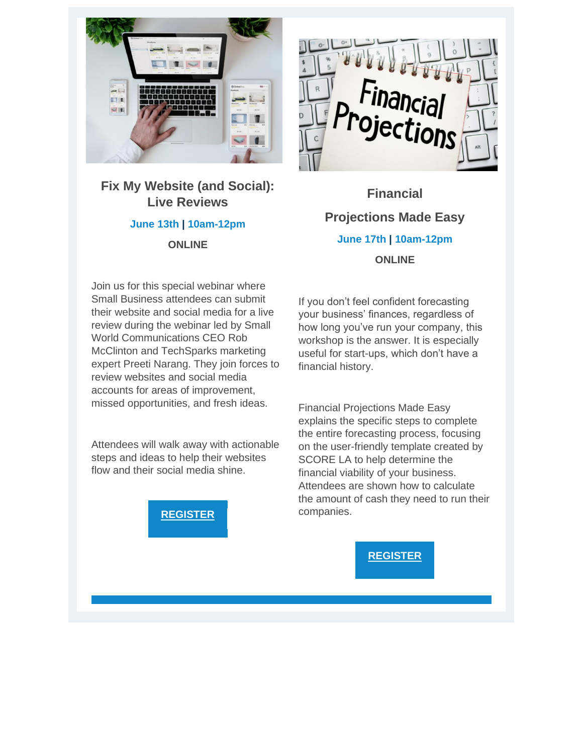## Fix My Website (and Social): Live Reviews

**June 13th | 10am-12pm**

**ONLINE**

Join us for this special webinar where Small Business attendees can submit their website and social media for a live review during the webinar led by Small World Communications CEO Rob McClinton and TechSparks marketing expert Preeti Narang. They join forces to review websites and social media accounts for areas of improvement, missed opportunities, and fresh ideas.

Attendees will walk away with actionable steps and ideas to help their websites flow and their social media shine.

**REGISTER**

## Financial Projections Made Easy

**June 17th | 10am-12pm**

**ONLINE**

If you don't feel confident forecasting your business' finances, regardless of how long you've run your company, this workshop is the answer. It is especially useful for start-ups, which don't have a financial history.

Financial Projections Made Easy explains the specific steps to complete the entire forecasting process, focusing on the user-friendly template created by SCORE LA to help determine the financial viability of your business. Attendees are shown how to calculate the amount of cash they need to run their companies.

**REGISTER**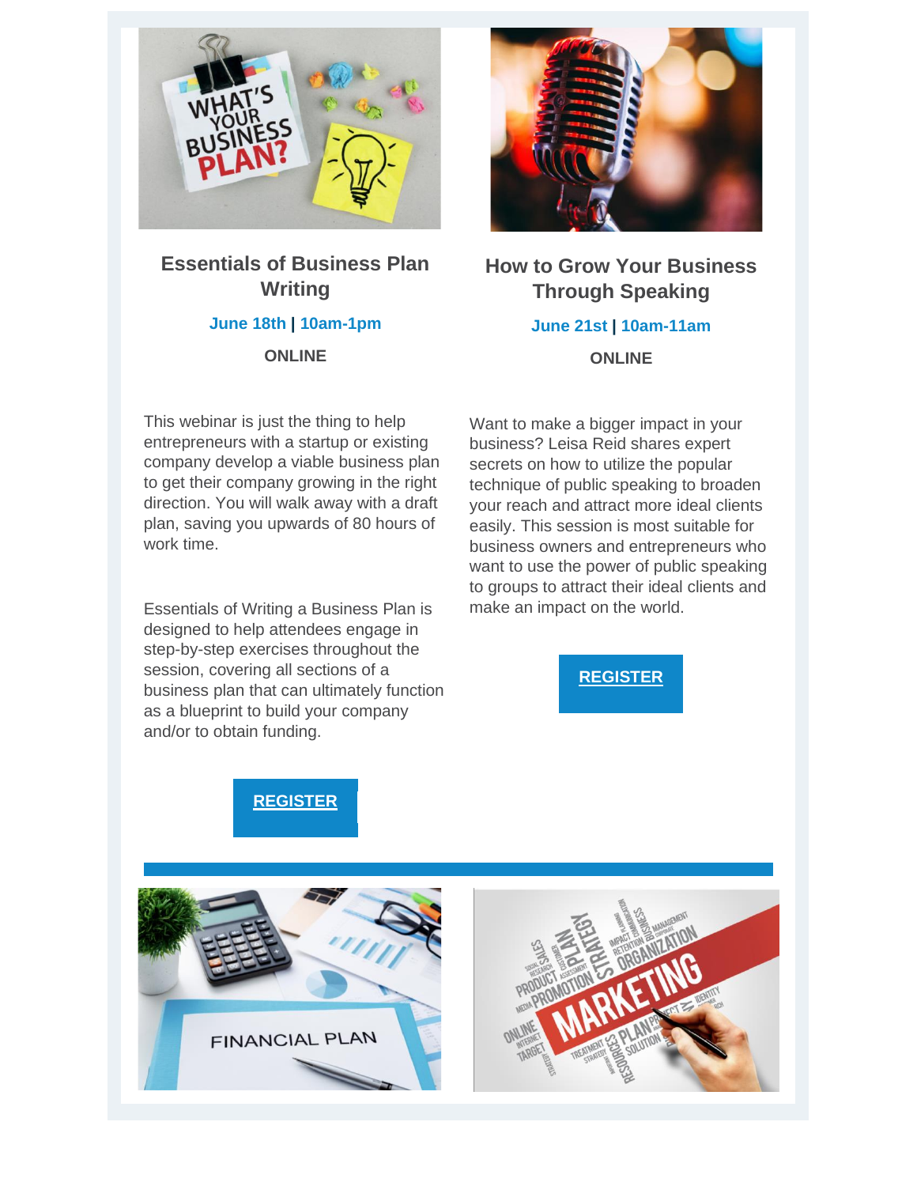## Essentials of Business Plan Writing

**June 18th | 10am-1pm**

**ONLINE**

This webinar is just the thing to help entrepreneurs with a startup or existing company develop a viable business plan to get their company growing in the right direction. You will walk away with a draft plan, saving you upwards of 80 hours of work time.

Essentials of Writing a Business Plan is designed to help attendees engage in step-by-step exercises throughout the session, covering all sections of a business plan that can ultimately function as a blueprint to build your company and/or to obtain funding.

**REGISTER**

## How to Grow Your Business Through Speaking

**June 21st | 10am-11am**

**ONLINE**

Want to make a bigger impact in your business? Leisa Reid shares expert secrets on how to utilize the popular technique of public speaking to broaden your reach and attract more ideal clients easily. This session is most suitable for business owners and entrepreneurs who want to use the power of public speaking to groups to attract their ideal clients and make an impact on the world.

**REGISTER**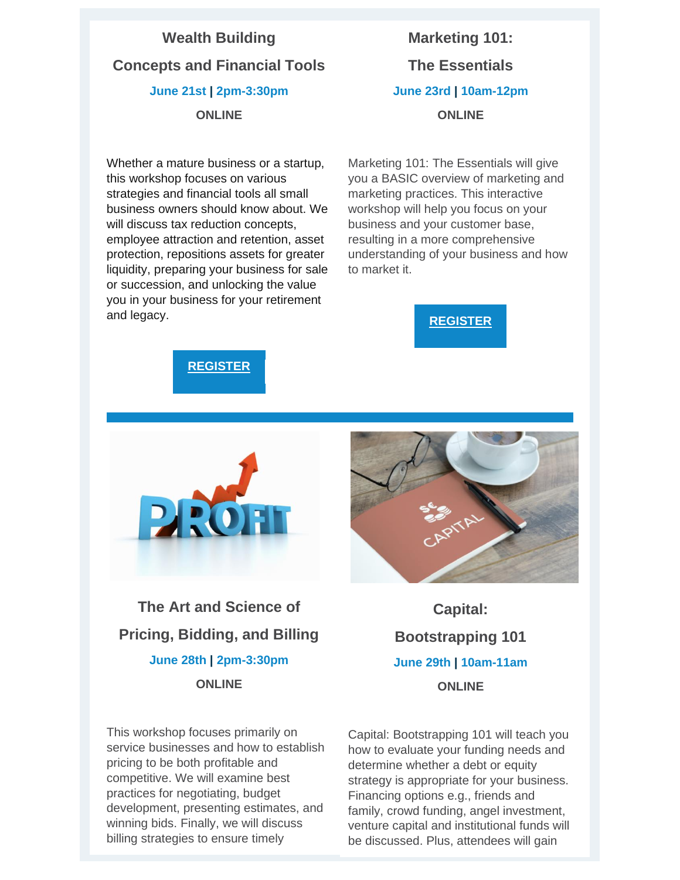## Wealth Building Concepts and Financial Tools

**June 21st | 2pm-3:30pm**

**ONLINE**

Whether a mature business or a startup, this workshop focuses on various strategies and financial tools all small business owners should know about. We will discuss tax reduction concepts, employee attraction and retention, asset protection, repositions assets for greater liquidity, preparing your business for sale or succession, and unlocking the value you in your business for your retirement and legacy.

**REGISTER**

## Marketing 101: The Essentials

**June 23rd | 10am-12pm**

**ONLINE**

Marketing 101: The Essentials will give you a BASIC overview of marketing and marketing practices. This interactive workshop will help you focus on your business and your customer base, resulting in a more comprehensive understanding of your business and how to market it.

**REGISTER**

## The Art and Science of Pricing, Bidding, and Billing

**June 28th | 2pm-3:30pm**

**ONLINE**

This workshop focuses primarily on service businesses and how to establish pricing to be both profitable and competitive. We will examine best practices for negotiating, budget development, presenting estimates, and winning bids. Finally, we will discuss billing strategies to ensure timely

## Capital: Bootstrapping 101

**June 29th | 10am-11am**

**ONLINE**

Capital: Bootstrapping 101 will teach you how to evaluate your funding needs and determine whether a debt or equity strategy is appropriate for your business. Financing options e.g., friends and family, crowd funding, angel investment, venture capital and institutional funds will be discussed. Plus, attendees will gain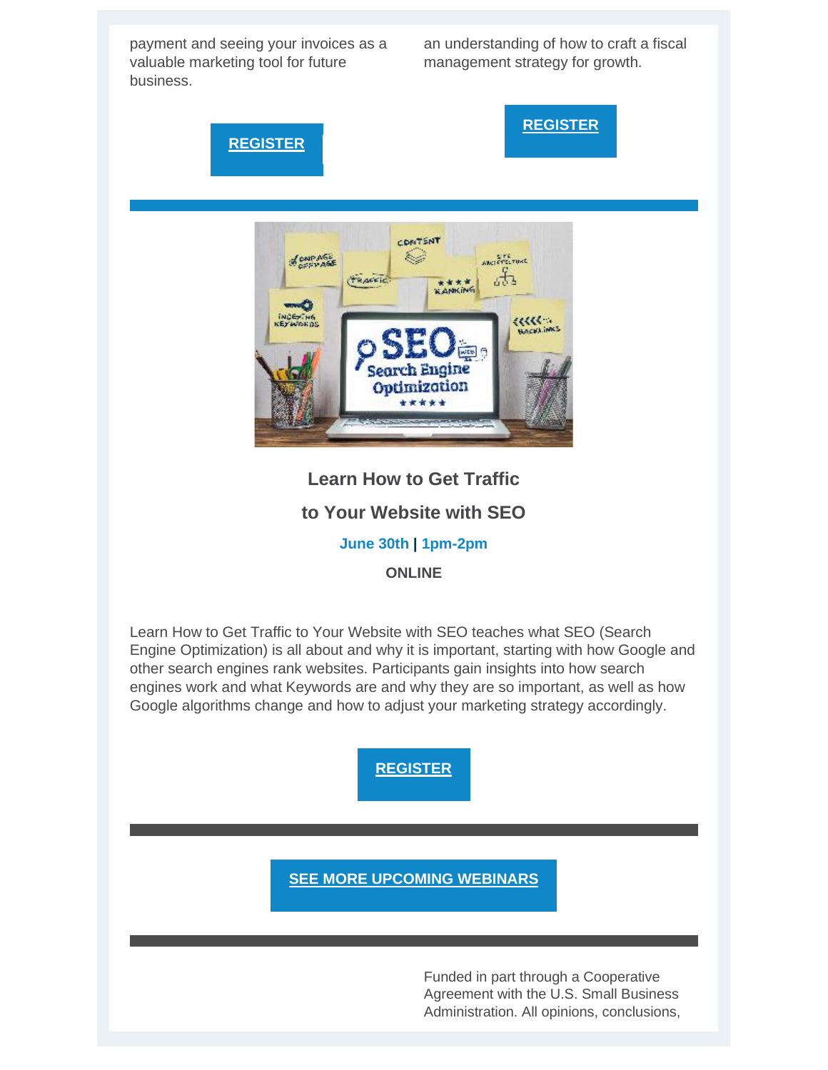payment and seeing your invoices as a valuable marketing tool for future business.

**REGISTER**

an understanding of how to craft a fiscal management strategy for growth.

**REGISTER**

### Learn How to Get Traffic

### to Your Website with SEO

**June 30th | 1pm-2pm**

**ONLINE**

Learn How to Get Traffic to Your Website with SEO teaches what SEO (Search Engine Optimization) is all about and why it is important, starting with how Google and other search engines rank websites. Participants gain insights into how search engines work and what Keywords are and why they are so important, as well as how Google algorithms change and how to adjust your marketing strategy accordingly.

**REGISTER**

**SEE MORE UPCOMING WEBINARS**

Funded in part through a Cooperative Agreement with the U.S. Small Business Administration. All opinions, conclusions,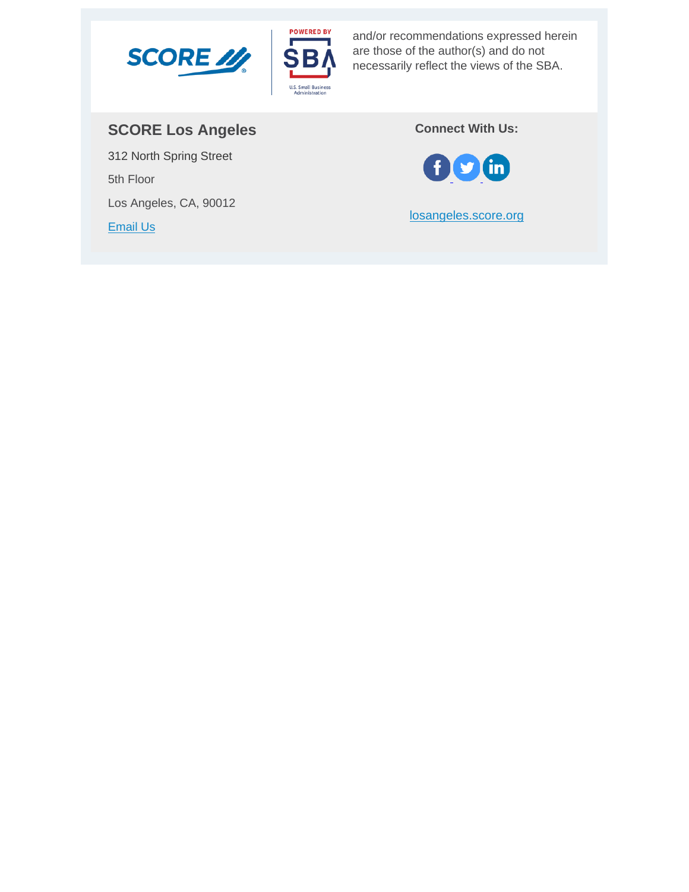and/or recommendations expressed herein are those of the author(s) and do not necessarily reflect the views of the SBA.

## SCORE Los Angeles

312 North Spring Street

5th Floor

Los Angeles, CA, 90012

Email Us

**Connect With Us:**

losangeles.score.org